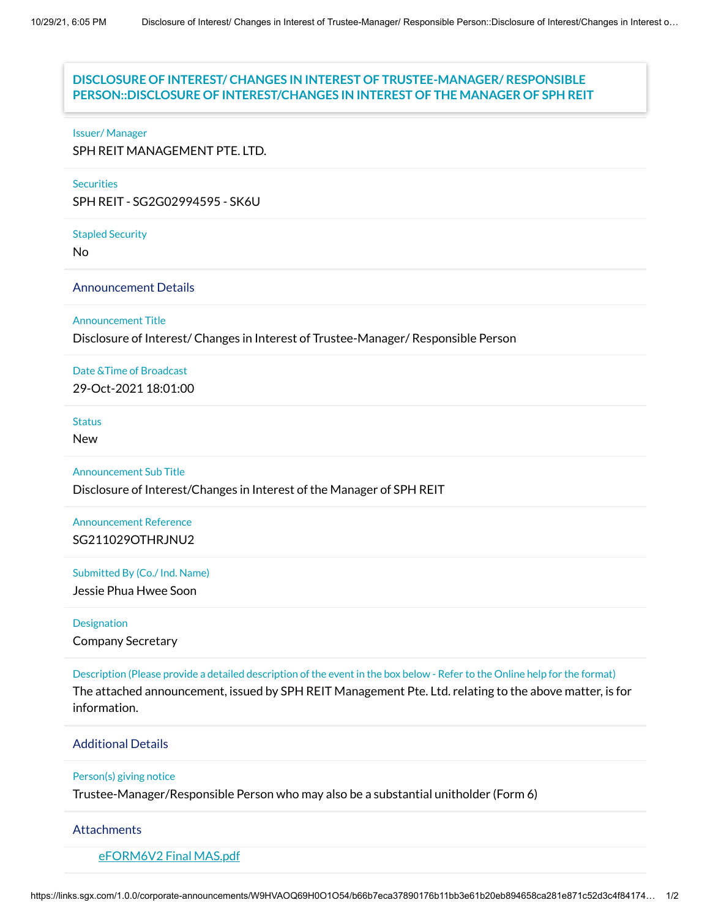# DISCLOSURE OF INTEREST/ CHANGES IN INTEREST OF TRUSTEE-MANAGER/ RESPONSIBLE PERSON::DISCLOSURE OF INTEREST/CHANGES IN INTEREST OF THE MANAGER OF SPH REIT

**Issuer/ Manager**

SPH REIT MANAGEMENT PTE. LTD.

**Securities**

SPH REIT - SG2G02994595 - SK6U

**Stapled Security**

No

## Announcement Details

**Announcement Title**

Disclosure of Interest/ Changes in Interest of Trustee-Manager/ Responsible Person

**Date &Time of Broadcast**

29-Oct-2021 18:01:00

**Status**

New

**Announcement Sub Title**

Disclosure of Interest/Changes in Interest of the Manager of SPH REIT

**Announcement Reference**

SG211029OTHRJNU2

**Submitted By (Co./ Ind. Name)**

Jessie Phua Hwee Soon

**Designation**

Company Secretary

**Description (Please provide a detailed description of the event in the box below - Refer to the Online help for the format)**

The attached announcement, issued by SPH REIT Management Pte. Ltd. relating to the above matter, is for information.

## Additional Details

**Person(s) giving notice**

Trustee-Manager/Responsible Person who may also be a substantial unitholder (Form 6)

## Attachments

eFORM6V2 Final MAS.pdf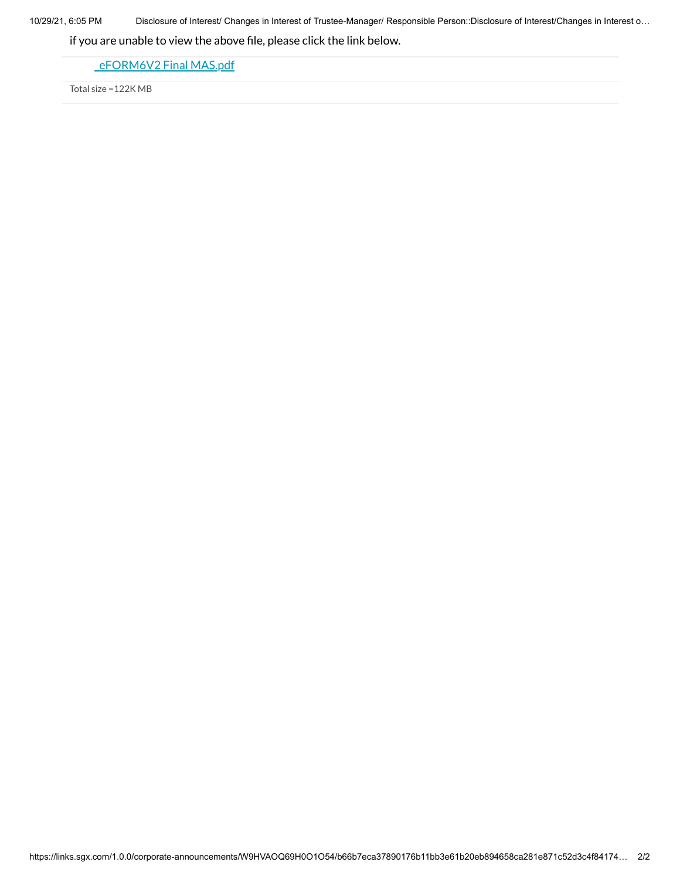if you are unable to view the above file, please click the link below.

_eFORM6V2 Final MAS.pdf

Total size =122K MB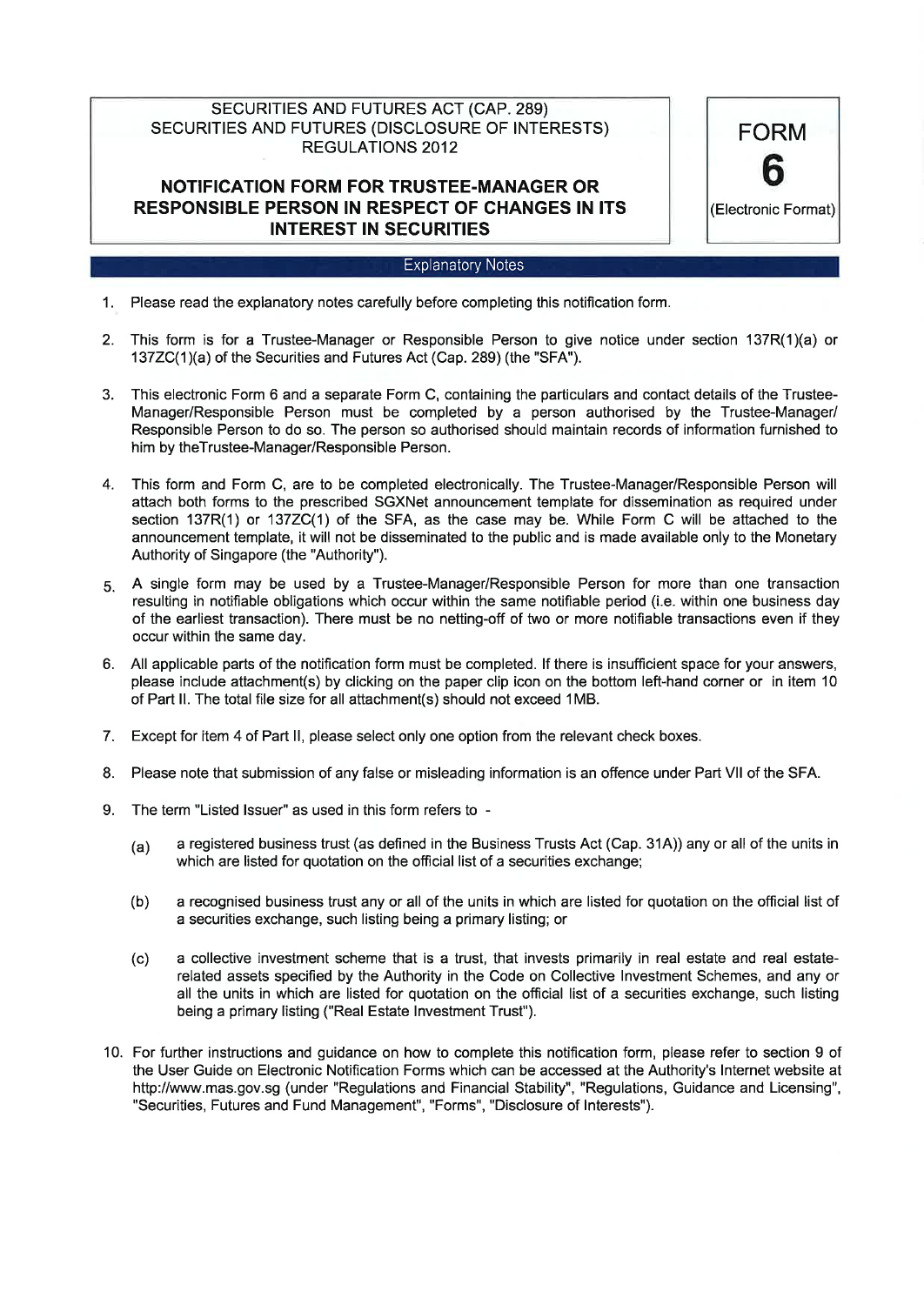SECURITIES AND FUTURES ACT (CAP. 289)
SECURITIES AND FUTURES (DISCLOSURE OF INTERESTS) REGULATIONS 2012

# NOTIFICATION FORM FOR TRUSTEE-MANAGER OR RESPONSIBLE PERSON IN RESPECT OF CHANGES IN ITS INTEREST IN SECURITIES

**FORM 6**
(Electronic Format)

## Explanatory Notes

1. Please read the explanatory notes carefully before completing this notification form.

2. This form is for a Trustee-Manager or Responsible Person to give notice under section 137R(1)(a) or 137ZC(1)(a) of the Securities and Futures Act (Cap. 289) (the "SFA").

3. This electronic Form 6 and a separate Form C, containing the particulars and contact details of the Trustee-Manager/Responsible Person must be completed by a person authorised by the Trustee-Manager/ Responsible Person to do so. The person so authorised should maintain records of information furnished to him by theTrustee-Manager/Responsible Person.

4. This form and Form C, are to be completed electronically. The Trustee-Manager/Responsible Person will attach both forms to the prescribed SGXNet announcement template for dissemination as required under section 137R(1) or 137ZC(1) of the SFA, as the case may be. While Form C will be attached to the announcement template, it will not be disseminated to the public and is made available only to the Monetary Authority of Singapore (the "Authority").

5. A single form may be used by a Trustee-Manager/Responsible Person for more than one transaction resulting in notifiable obligations which occur within the same notifiable period (i.e. within one business day of the earliest transaction). There must be no netting-off of two or more notifiable transactions even if they occur within the same day.

6. All applicable parts of the notification form must be completed. If there is insufficient space for your answers, please include attachment(s) by clicking on the paper clip icon on the bottom left-hand corner or in item 10 of Part II. The total file size for all attachment(s) should not exceed 1MB.

7. Except for item 4 of Part II, please select only one option from the relevant check boxes.

8. Please note that submission of any false or misleading information is an offence under Part VII of the SFA.

9. The term "Listed Issuer" as used in this form refers to -

   (a) a registered business trust (as defined in the Business Trusts Act (Cap. 31A)) any or all of the units in which are listed for quotation on the official list of a securities exchange;

   (b) a recognised business trust any or all of the units in which are listed for quotation on the official list of a securities exchange, such listing being a primary listing; or

   (c) a collective investment scheme that is a trust, that invests primarily in real estate and real estate-related assets specified by the Authority in the Code on Collective Investment Schemes, and any or all the units in which are listed for quotation on the official list of a securities exchange, such listing being a primary listing ("Real Estate Investment Trust").

10. For further instructions and guidance on how to complete this notification form, please refer to section 9 of the User Guide on Electronic Notification Forms which can be accessed at the Authority's Internet website at http://www.mas.gov.sg (under "Regulations and Financial Stability", "Regulations, Guidance and Licensing", "Securities, Futures and Fund Management", "Forms", "Disclosure of Interests").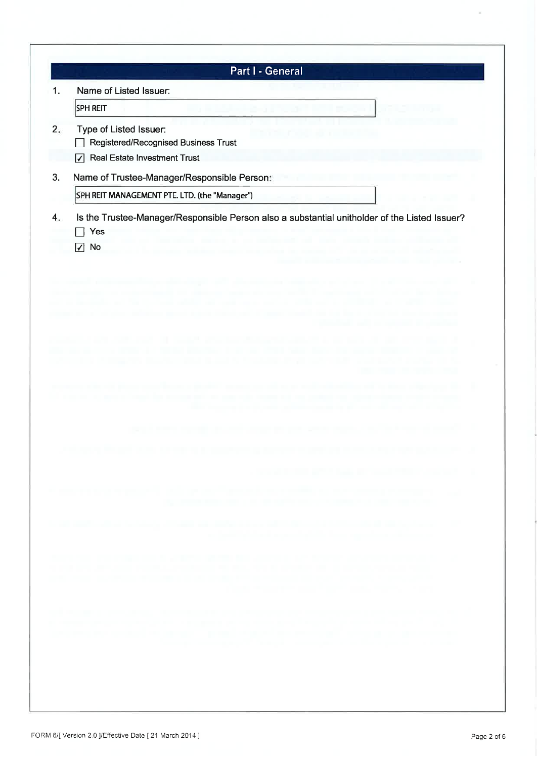## Part I - General

1. Name of Listed Issuer:

   SPH REIT

2. Type of Listed Issuer:

   - [ ] Registered/Recognised Business Trust
   - [x] Real Estate Investment Trust

3. Name of Trustee-Manager/Responsible Person:

   SPH REIT MANAGEMENT PTE. LTD. (the "Manager")

4. Is the Trustee-Manager/Responsible Person also a substantial unitholder of the Listed Issuer?

   - [ ] Yes
   - [x] No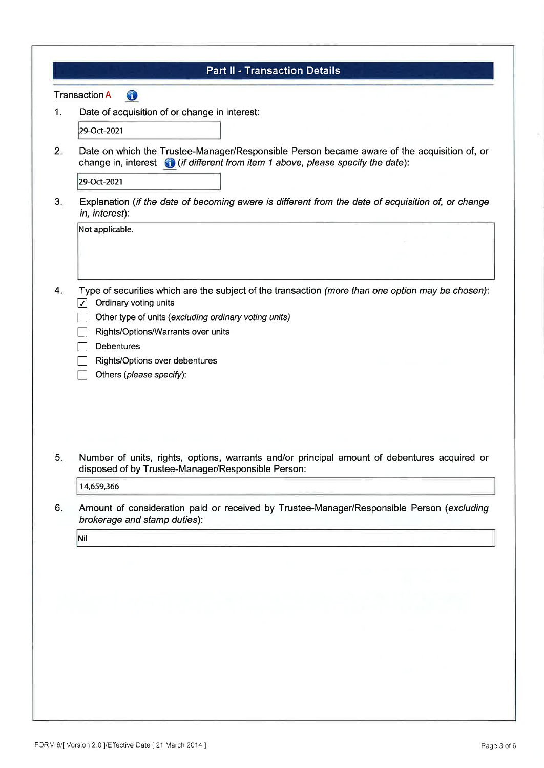## Part II - Transaction Details

Transaction A

1. Date of acquisition of or change in interest:

29-Oct-2021

2. Date on which the Trustee-Manager/Responsible Person became aware of the acquisition of, or change in, interest (*if different from item 1 above, please specify the date*):

29-Oct-2021

3. Explanation (*if the date of becoming aware is different from the date of acquisition of, or change in, interest*):

Not applicable.

4. Type of securities which are the subject of the transaction *(more than one option may be chosen)*:

- [x] Ordinary voting units
- [ ] Other type of units (*excluding ordinary voting units)*
- [ ] Rights/Options/Warrants over units
- [ ] Debentures
- [ ] Rights/Options over debentures
- [ ] Others (*please specify*):

5. Number of units, rights, options, warrants and/or principal amount of debentures acquired or disposed of by Trustee-Manager/Responsible Person:

14,659,366

6. Amount of consideration paid or received by Trustee-Manager/Responsible Person (*excluding brokerage and stamp duties*):

Nil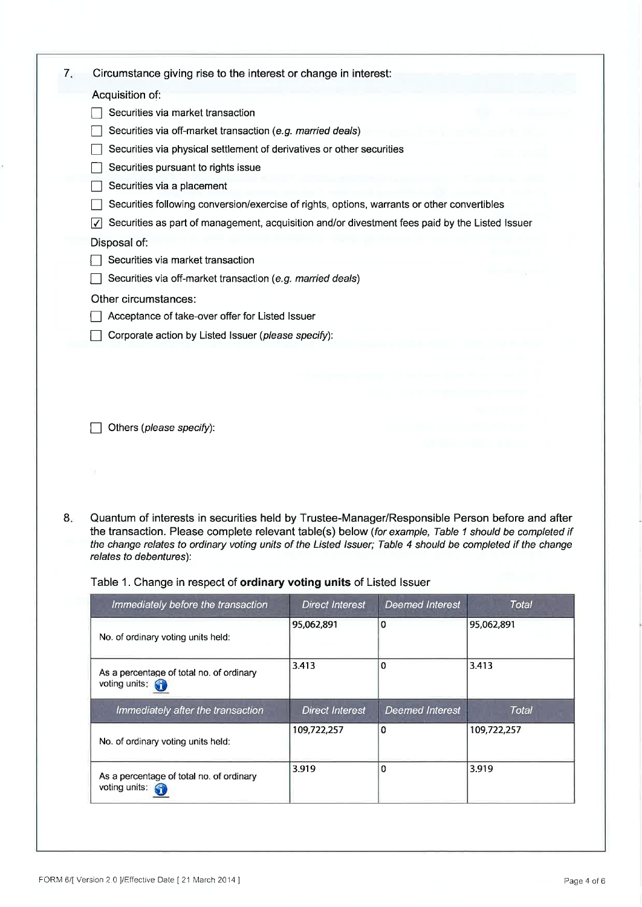7. Circumstance giving rise to the interest or change in interest:

Acquisition of:

- [ ] Securities via market transaction
- [ ] Securities via off-market transaction (*e.g. married deals*)
- [ ] Securities via physical settlement of derivatives or other securities
- [ ] Securities pursuant to rights issue
- [ ] Securities via a placement
- [ ] Securities following conversion/exercise of rights, options, warrants or other convertibles
- [x] Securities as part of management, acquisition and/or divestment fees paid by the Listed Issuer

Disposal of:

- [ ] Securities via market transaction
- [ ] Securities via off-market transaction (*e.g. married deals*)

Other circumstances:

- [ ] Acceptance of take-over offer for Listed Issuer
- [ ] Corporate action by Listed Issuer (*please specify*):

- [ ] Others (*please specify*):

8. Quantum of interests in securities held by Trustee-Manager/Responsible Person before and after the transaction. Please complete relevant table(s) below (*for example, Table 1 should be completed if the change relates to ordinary voting units of the Listed Issuer; Table 4 should be completed if the change relates to debentures*):

Table 1. Change in respect of **ordinary voting units** of Listed Issuer

| *Immediately before the transaction* | *Direct Interest* | *Deemed Interest* | *Total* |
|---|---|---|---|
| No. of ordinary voting units held: | 95,062,891 | 0 | 95,062,891 |
| As a percentage of total no. of ordinary voting units: | 3.413 | 0 | 3.413 |
| *Immediately after the transaction* | *Direct Interest* | *Deemed Interest* | *Total* |
| No. of ordinary voting units held: | 109,722,257 | 0 | 109,722,257 |
| As a percentage of total no. of ordinary voting units: | 3.919 | 0 | 3.919 |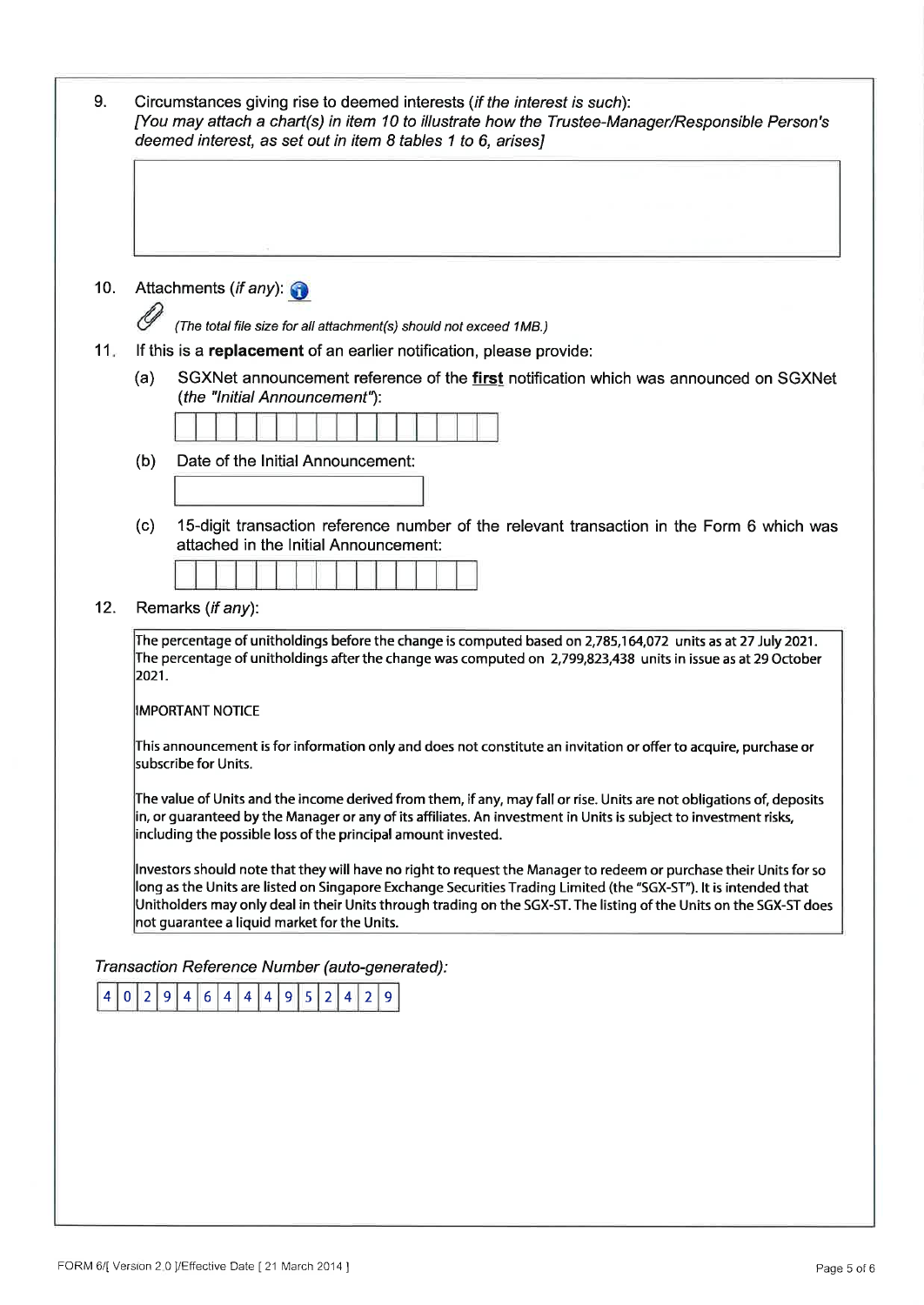9. Circumstances giving rise to deemed interests (*if the interest is such*):
*[You may attach a chart(s) in item 10 to illustrate how the Trustee-Manager/Responsible Person's deemed interest, as set out in item 8 tables 1 to 6, arises]*

|   |
|---|
|   |

10. Attachments (*if any*):

*(The total file size for all attachment(s) should not exceed 1MB.)*

11. If this is a **replacement** of an earlier notification, please provide:

(a) SGXNet announcement reference of the **first** notification which was announced on SGXNet (*the "Initial Announcement"*):

|   |   |   |   |   |   |   |   |   |   |   |   |   |   |   |   |
|---|---|---|---|---|---|---|---|---|---|---|---|---|---|---|---|
|   |   |   |   |   |   |   |   |   |   |   |   |   |   |   |   |

(b) Date of the Initial Announcement:

|   |
|---|
|   |

(c) 15-digit transaction reference number of the relevant transaction in the Form 6 which was attached in the Initial Announcement:

|   |   |   |   |   |   |   |   |   |   |   |   |   |   |   |
|---|---|---|---|---|---|---|---|---|---|---|---|---|---|---|
|   |   |   |   |   |   |   |   |   |   |   |   |   |   |   |

12. Remarks (*if any*):

The percentage of unitholdings before the change is computed based on 2,785,164,072 units as at 27 July 2021. The percentage of unitholdings after the change was computed on 2,799,823,438 units in issue as at 29 October 2021.

IMPORTANT NOTICE

This announcement is for information only and does not constitute an invitation or offer to acquire, purchase or subscribe for Units.

The value of Units and the income derived from them, if any, may fall or rise. Units are not obligations of, deposits in, or guaranteed by the Manager or any of its affiliates. An investment in Units is subject to investment risks, including the possible loss of the principal amount invested.

Investors should note that they will have no right to request the Manager to redeem or purchase their Units for so long as the Units are listed on Singapore Exchange Securities Trading Limited (the "SGX-ST"). It is intended that Unitholders may only deal in their Units through trading on the SGX-ST. The listing of the Units on the SGX-ST does not guarantee a liquid market for the Units.

*Transaction Reference Number (auto-generated):*

| 4 | 0 | 2 | 9 | 4 | 6 | 4 | 4 | 4 | 9 | 5 | 2 | 4 | 2 | 9 |
|---|---|---|---|---|---|---|---|---|---|---|---|---|---|---|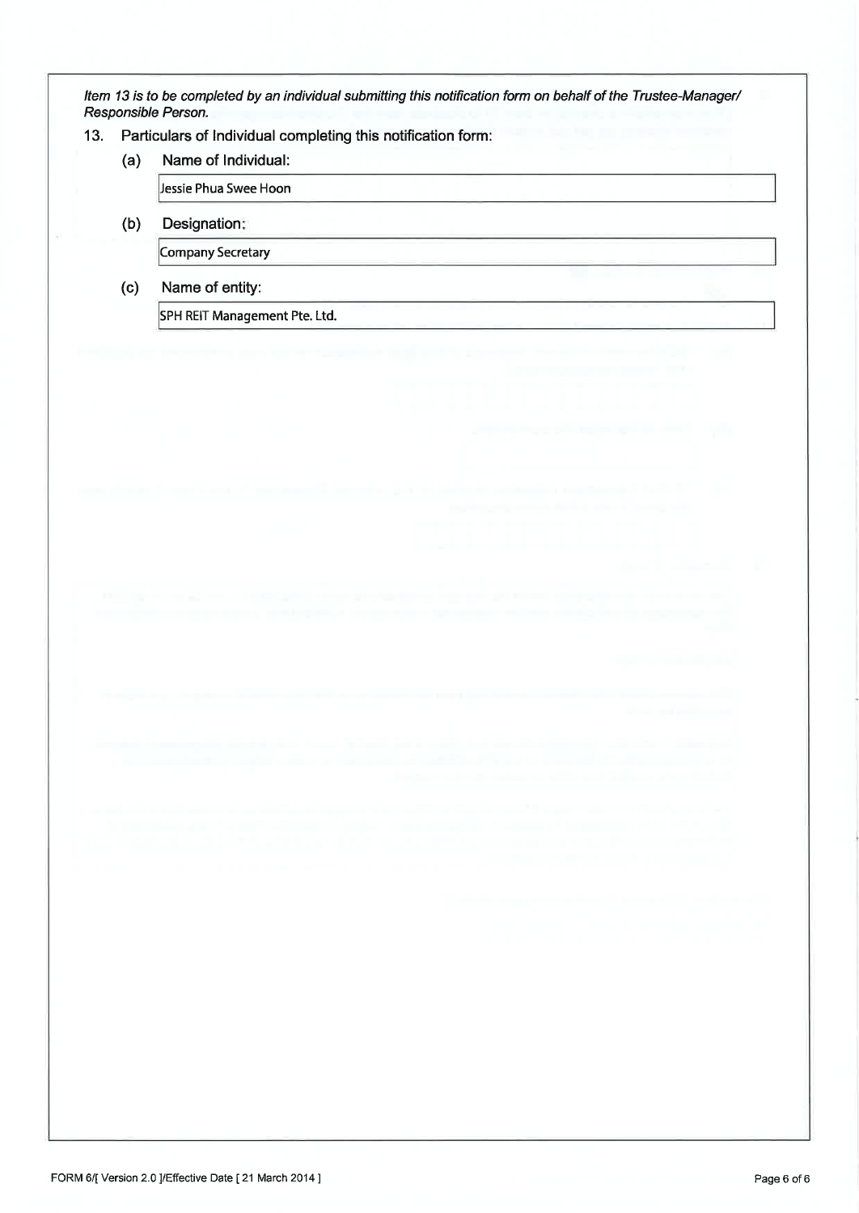*Item 13 is to be completed by an individual submitting this notification form on behalf of the Trustee-Manager/ Responsible Person.*

13. Particulars of Individual completing this notification form:

(a) Name of Individual:

Jessie Phua Swee Hoon

(b) Designation:

Company Secretary

(c) Name of entity:

SPH REIT Management Pte. Ltd.

FORM 6/[ Version 2.0 ]/Effective Date [ 21 March 2014 ]